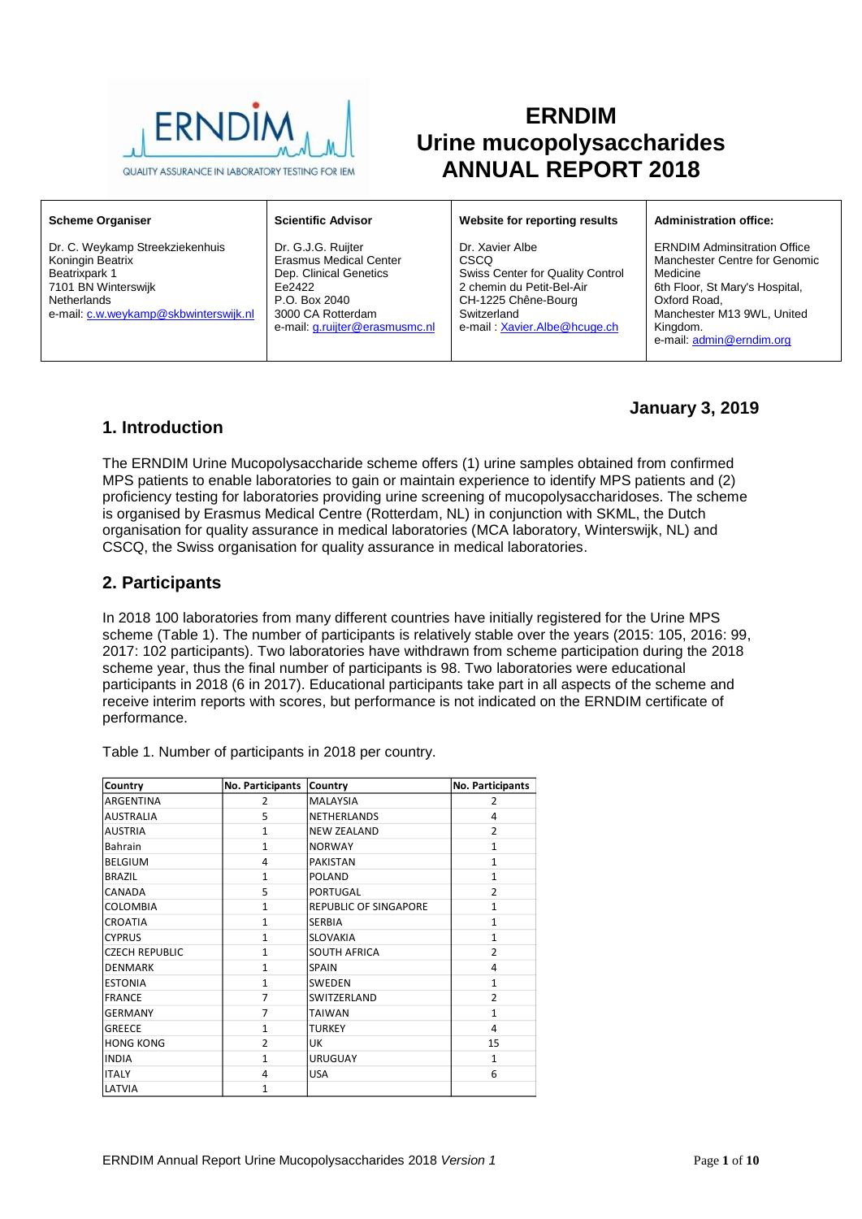# ERNDIM
# Urine mucopolysaccharides
# ANNUAL REPORT 2018

| Scheme Organiser | Scientific Advisor | Website for reporting results | Administration office: |
|---|---|---|---|
| Dr. C. Weykamp Streekziekenhuis Koningin Beatrix<br>Beatrixpark 1<br>7101 BN Winterswijk<br>Netherlands<br>e-mail: c.w.weykamp@skbwinterswijk.nl | Dr. G.J.G. Ruijter<br>Erasmus Medical Center<br>Dep. Clinical Genetics<br>Ee2422<br>P.O. Box 2040<br>3000 CA Rotterdam<br>e-mail: g.ruijter@erasmusmc.nl | Dr. Xavier Albe<br>CSCQ<br>Swiss Center for Quality Control<br>2 chemin du Petit-Bel-Air<br>CH-1225 Chêne-Bourg<br>Switzerland<br>e-mail : Xavier.Albe@hcuge.ch | ERNDIM Adminsitration Office<br>Manchester Centre for Genomic Medicine<br>6th Floor, St Mary's Hospital, Oxford Road,<br>Manchester M13 9WL, United Kingdom.<br>e-mail: admin@erndim.org |

**January 3, 2019**

## 1. Introduction

The ERNDIM Urine Mucopolysaccharide scheme offers (1) urine samples obtained from confirmed MPS patients to enable laboratories to gain or maintain experience to identify MPS patients and (2) proficiency testing for laboratories providing urine screening of mucopolysaccharidoses. The scheme is organised by Erasmus Medical Centre (Rotterdam, NL) in conjunction with SKML, the Dutch organisation for quality assurance in medical laboratories (MCA laboratory, Winterswijk, NL) and CSCQ, the Swiss organisation for quality assurance in medical laboratories.

## 2. Participants

In 2018 100 laboratories from many different countries have initially registered for the Urine MPS scheme (Table 1). The number of participants is relatively stable over the years (2015: 105, 2016: 99, 2017: 102 participants). Two laboratories have withdrawn from scheme participation during the 2018 scheme year, thus the final number of participants is 98. Two laboratories were educational participants in 2018 (6 in 2017). Educational participants take part in all aspects of the scheme and receive interim reports with scores, but performance is not indicated on the ERNDIM certificate of performance.

Table 1. Number of participants in 2018 per country.

| Country | No. Participants | Country | No. Participants |
|---|---|---|---|
| ARGENTINA | 2 | MALAYSIA | 2 |
| AUSTRALIA | 5 | NETHERLANDS | 4 |
| AUSTRIA | 1 | NEW ZEALAND | 2 |
| Bahrain | 1 | NORWAY | 1 |
| BELGIUM | 4 | PAKISTAN | 1 |
| BRAZIL | 1 | POLAND | 1 |
| CANADA | 5 | PORTUGAL | 2 |
| COLOMBIA | 1 | REPUBLIC OF SINGAPORE | 1 |
| CROATIA | 1 | SERBIA | 1 |
| CYPRUS | 1 | SLOVAKIA | 1 |
| CZECH REPUBLIC | 1 | SOUTH AFRICA | 2 |
| DENMARK | 1 | SPAIN | 4 |
| ESTONIA | 1 | SWEDEN | 1 |
| FRANCE | 7 | SWITZERLAND | 2 |
| GERMANY | 7 | TAIWAN | 1 |
| GREECE | 1 | TURKEY | 4 |
| HONG KONG | 2 | UK | 15 |
| INDIA | 1 | URUGUAY | 1 |
| ITALY | 4 | USA | 6 |
| LATVIA | 1 | | |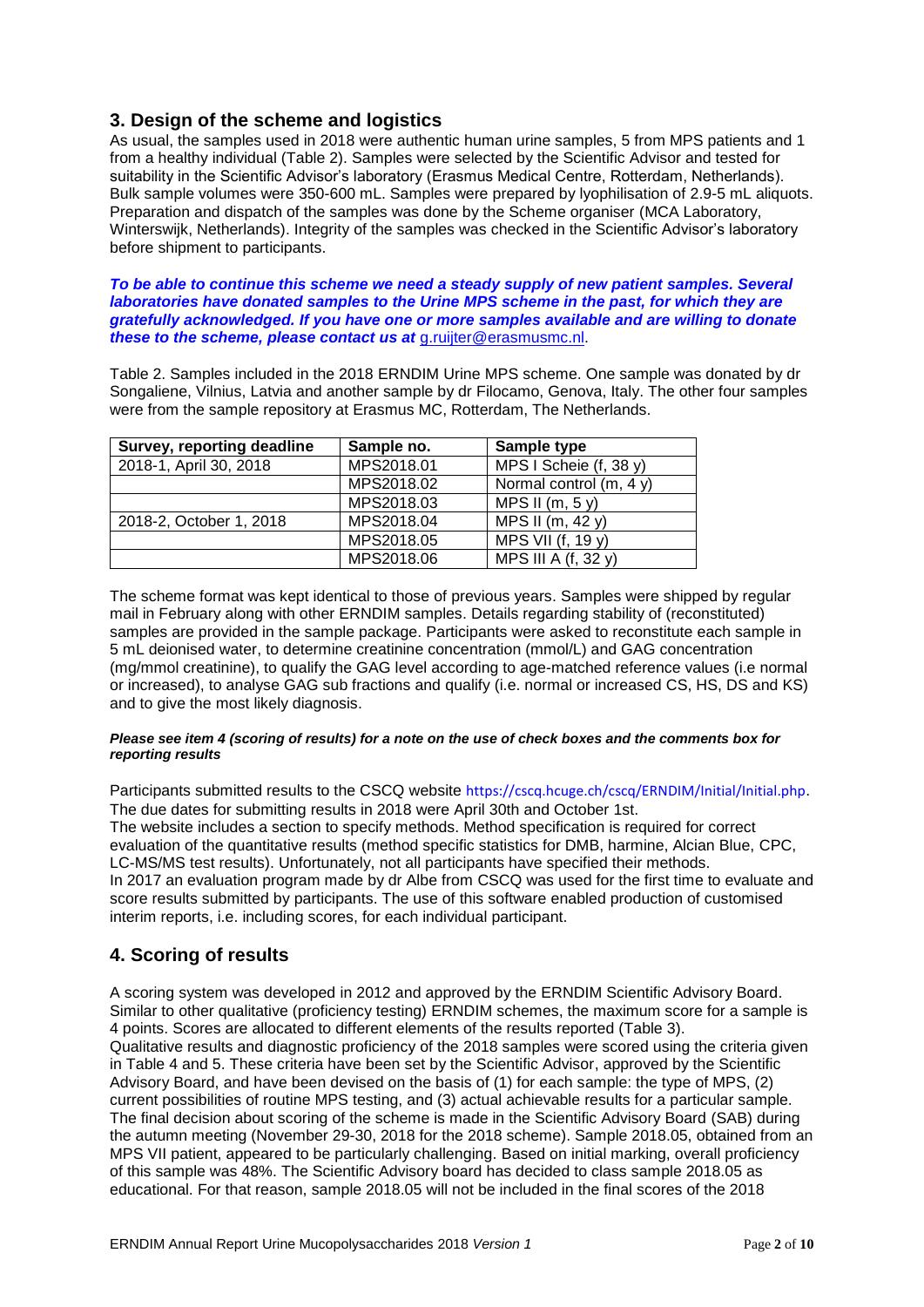## 3. Design of the scheme and logistics

As usual, the samples used in 2018 were authentic human urine samples, 5 from MPS patients and 1 from a healthy individual (Table 2). Samples were selected by the Scientific Advisor and tested for suitability in the Scientific Advisor's laboratory (Erasmus Medical Centre, Rotterdam, Netherlands). Bulk sample volumes were 350-600 mL. Samples were prepared by lyophilisation of 2.9-5 mL aliquots. Preparation and dispatch of the samples was done by the Scheme organiser (MCA Laboratory, Winterswijk, Netherlands). Integrity of the samples was checked in the Scientific Advisor's laboratory before shipment to participants.

***To be able to continue this scheme we need a steady supply of new patient samples. Several laboratories have donated samples to the Urine MPS scheme in the past, for which they are gratefully acknowledged. If you have one or more samples available and are willing to donate these to the scheme, please contact us at*** [g.ruijter@erasmusmc.nl](mailto:g.ruijter@erasmusmc.nl).

Table 2. Samples included in the 2018 ERNDIM Urine MPS scheme. One sample was donated by dr Songaliene, Vilnius, Latvia and another sample by dr Filocamo, Genova, Italy. The other four samples were from the sample repository at Erasmus MC, Rotterdam, The Netherlands.

| Survey, reporting deadline | Sample no. | Sample type |
|---|---|---|
| 2018-1, April 30, 2018 | MPS2018.01 | MPS I Scheie (f, 38 y) |
| | MPS2018.02 | Normal control (m, 4 y) |
| | MPS2018.03 | MPS II (m, 5 y) |
| 2018-2, October 1, 2018 | MPS2018.04 | MPS II (m, 42 y) |
| | MPS2018.05 | MPS VII (f, 19 y) |
| | MPS2018.06 | MPS III A (f, 32 y) |

The scheme format was kept identical to those of previous years. Samples were shipped by regular mail in February along with other ERNDIM samples. Details regarding stability of (reconstituted) samples are provided in the sample package. Participants were asked to reconstitute each sample in 5 mL deionised water, to determine creatinine concentration (mmol/L) and GAG concentration (mg/mmol creatinine), to qualify the GAG level according to age-matched reference values (i.e normal or increased), to analyse GAG sub fractions and qualify (i.e. normal or increased CS, HS, DS and KS) and to give the most likely diagnosis.

***Please see item 4 (scoring of results) for a note on the use of check boxes and the comments box for reporting results***

Participants submitted results to the CSCQ website https://cscq.hcuge.ch/cscq/ERNDIM/Initial/Initial.php. The due dates for submitting results in 2018 were April 30th and October 1st.
The website includes a section to specify methods. Method specification is required for correct evaluation of the quantitative results (method specific statistics for DMB, harmine, Alcian Blue, CPC, LC-MS/MS test results). Unfortunately, not all participants have specified their methods.
In 2017 an evaluation program made by dr Albe from CSCQ was used for the first time to evaluate and score results submitted by participants. The use of this software enabled production of customised interim reports, i.e. including scores, for each individual participant.

## 4. Scoring of results

A scoring system was developed in 2012 and approved by the ERNDIM Scientific Advisory Board. Similar to other qualitative (proficiency testing) ERNDIM schemes, the maximum score for a sample is 4 points. Scores are allocated to different elements of the results reported (Table 3).
Qualitative results and diagnostic proficiency of the 2018 samples were scored using the criteria given in Table 4 and 5. These criteria have been set by the Scientific Advisor, approved by the Scientific Advisory Board, and have been devised on the basis of (1) for each sample: the type of MPS, (2) current possibilities of routine MPS testing, and (3) actual achievable results for a particular sample. The final decision about scoring of the scheme is made in the Scientific Advisory Board (SAB) during the autumn meeting (November 29-30, 2018 for the 2018 scheme). Sample 2018.05, obtained from an MPS VII patient, appeared to be particularly challenging. Based on initial marking, overall proficiency of this sample was 48%. The Scientific Advisory board has decided to class sample 2018.05 as educational. For that reason, sample 2018.05 will not be included in the final scores of the 2018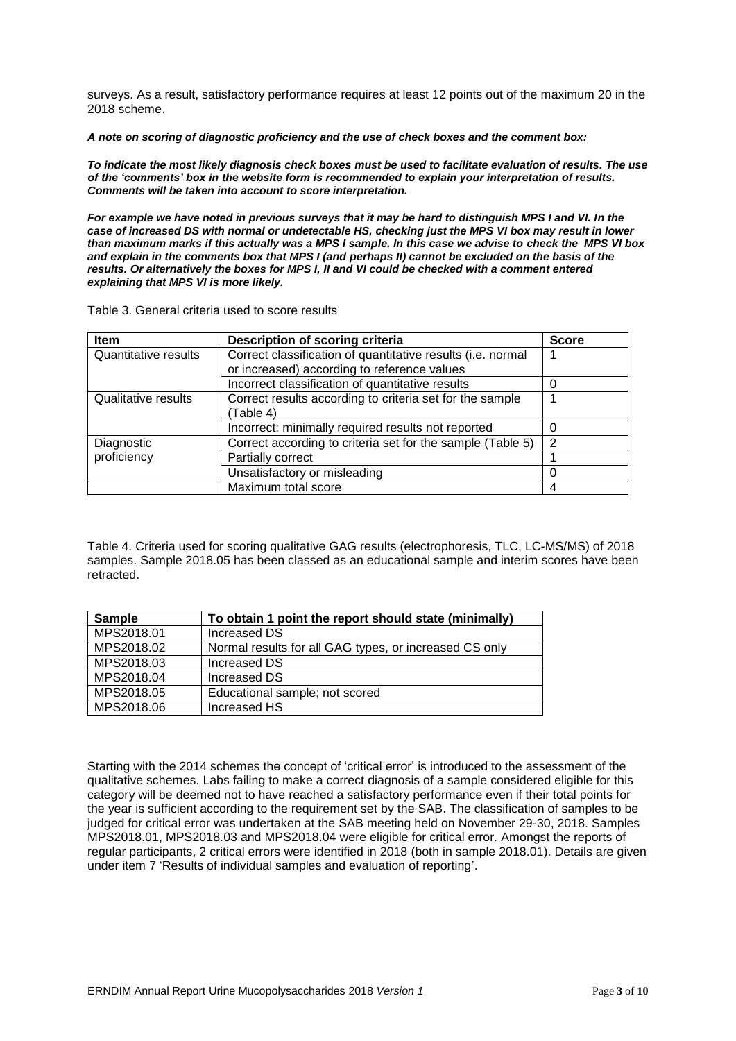surveys. As a result, satisfactory performance requires at least 12 points out of the maximum 20 in the 2018 scheme.

***A note on scoring of diagnostic proficiency and the use of check boxes and the comment box:***

***To indicate the most likely diagnosis check boxes must be used to facilitate evaluation of results. The use of the 'comments' box in the website form is recommended to explain your interpretation of results. Comments will be taken into account to score interpretation.***

***For example we have noted in previous surveys that it may be hard to distinguish MPS I and VI. In the case of increased DS with normal or undetectable HS, checking just the MPS VI box may result in lower than maximum marks if this actually was a MPS I sample. In this case we advise to check the MPS VI box and explain in the comments box that MPS I (and perhaps II) cannot be excluded on the basis of the results. Or alternatively the boxes for MPS I, II and VI could be checked with a comment entered explaining that MPS VI is more likely.***

Table 3. General criteria used to score results

| Item | Description of scoring criteria | Score |
|---|---|---|
| Quantitative results | Correct classification of quantitative results (i.e. normal or increased) according to reference values | 1 |
| | Incorrect classification of quantitative results | 0 |
| Qualitative results | Correct results according to criteria set for the sample (Table 4) | 1 |
| | Incorrect: minimally required results not reported | 0 |
| Diagnostic proficiency | Correct according to criteria set for the sample (Table 5) | 2 |
| | Partially correct | 1 |
| | Unsatisfactory or misleading | 0 |
| | Maximum total score | 4 |

Table 4. Criteria used for scoring qualitative GAG results (electrophoresis, TLC, LC-MS/MS) of 2018 samples. Sample 2018.05 has been classed as an educational sample and interim scores have been retracted.

| Sample | To obtain 1 point the report should state (minimally) |
|---|---|
| MPS2018.01 | Increased DS |
| MPS2018.02 | Normal results for all GAG types, or increased CS only |
| MPS2018.03 | Increased DS |
| MPS2018.04 | Increased DS |
| MPS2018.05 | Educational sample; not scored |
| MPS2018.06 | Increased HS |

Starting with the 2014 schemes the concept of 'critical error' is introduced to the assessment of the qualitative schemes. Labs failing to make a correct diagnosis of a sample considered eligible for this category will be deemed not to have reached a satisfactory performance even if their total points for the year is sufficient according to the requirement set by the SAB. The classification of samples to be judged for critical error was undertaken at the SAB meeting held on November 29-30, 2018. Samples MPS2018.01, MPS2018.03 and MPS2018.04 were eligible for critical error. Amongst the reports of regular participants, 2 critical errors were identified in 2018 (both in sample 2018.01). Details are given under item 7 'Results of individual samples and evaluation of reporting'.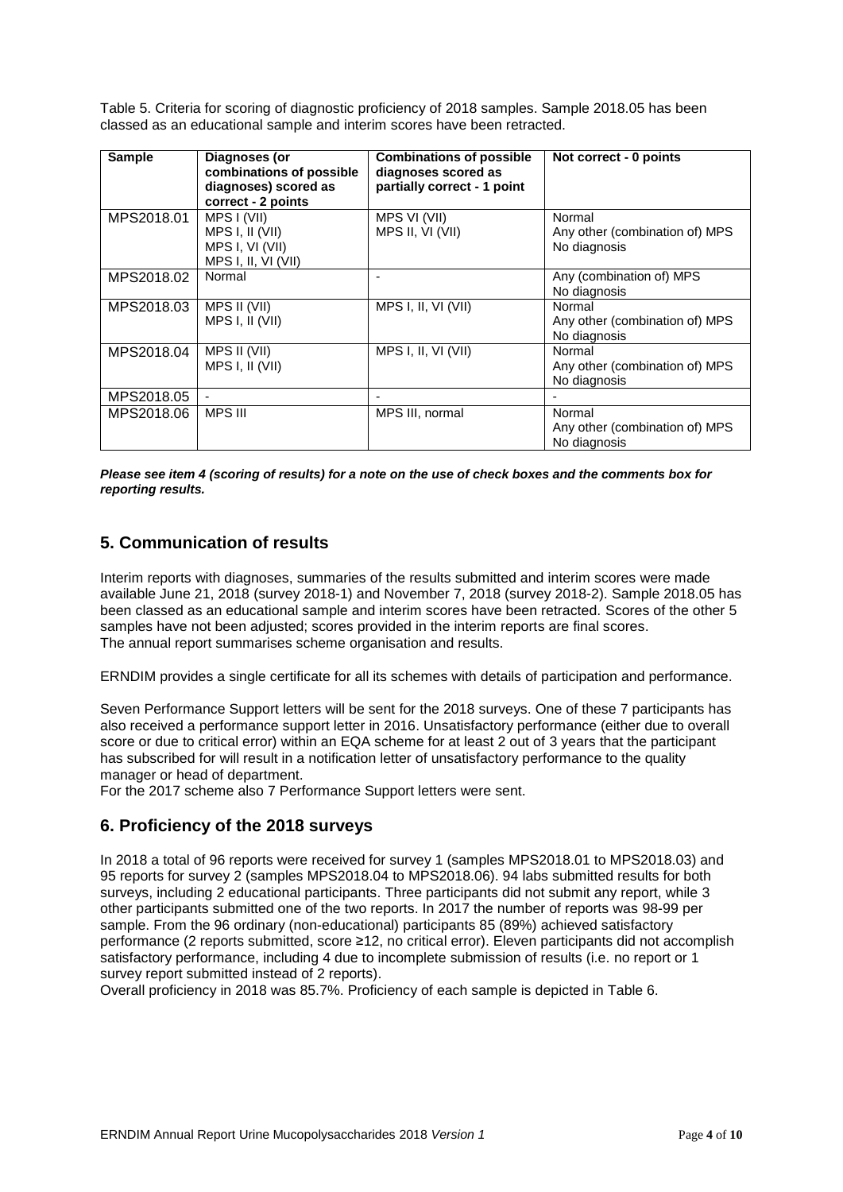Table 5. Criteria for scoring of diagnostic proficiency of 2018 samples. Sample 2018.05 has been classed as an educational sample and interim scores have been retracted.

| Sample | Diagnoses (or combinations of possible diagnoses) scored as correct - 2 points | Combinations of possible diagnoses scored as partially correct - 1 point | Not correct - 0 points |
|---|---|---|---|
| MPS2018.01 | MPS I (VII)<br>MPS I, II (VII)<br>MPS I, VI (VII)<br>MPS I, II, VI (VII) | MPS VI (VII)<br>MPS II, VI (VII) | Normal<br>Any other (combination of) MPS<br>No diagnosis |
| MPS2018.02 | Normal | - | Any (combination of) MPS<br>No diagnosis |
| MPS2018.03 | MPS II (VII)<br>MPS I, II (VII) | MPS I, II, VI (VII) | Normal<br>Any other (combination of) MPS<br>No diagnosis |
| MPS2018.04 | MPS II (VII)<br>MPS I, II (VII) | MPS I, II, VI (VII) | Normal<br>Any other (combination of) MPS<br>No diagnosis |
| MPS2018.05 | - | - | - |
| MPS2018.06 | MPS III | MPS III, normal | Normal<br>Any other (combination of) MPS<br>No diagnosis |

***Please see item 4 (scoring of results) for a note on the use of check boxes and the comments box for reporting results.***

## 5. Communication of results

Interim reports with diagnoses, summaries of the results submitted and interim scores were made available June 21, 2018 (survey 2018-1) and November 7, 2018 (survey 2018-2). Sample 2018.05 has been classed as an educational sample and interim scores have been retracted. Scores of the other 5 samples have not been adjusted; scores provided in the interim reports are final scores.
The annual report summarises scheme organisation and results.

ERNDIM provides a single certificate for all its schemes with details of participation and performance.

Seven Performance Support letters will be sent for the 2018 surveys. One of these 7 participants has also received a performance support letter in 2016. Unsatisfactory performance (either due to overall score or due to critical error) within an EQA scheme for at least 2 out of 3 years that the participant has subscribed for will result in a notification letter of unsatisfactory performance to the quality manager or head of department.
For the 2017 scheme also 7 Performance Support letters were sent.

## 6. Proficiency of the 2018 surveys

In 2018 a total of 96 reports were received for survey 1 (samples MPS2018.01 to MPS2018.03) and 95 reports for survey 2 (samples MPS2018.04 to MPS2018.06). 94 labs submitted results for both surveys, including 2 educational participants. Three participants did not submit any report, while 3 other participants submitted one of the two reports. In 2017 the number of reports was 98-99 per sample. From the 96 ordinary (non-educational) participants 85 (89%) achieved satisfactory performance (2 reports submitted, score ≥12, no critical error). Eleven participants did not accomplish satisfactory performance, including 4 due to incomplete submission of results (i.e. no report or 1 survey report submitted instead of 2 reports).
Overall proficiency in 2018 was 85.7%. Proficiency of each sample is depicted in Table 6.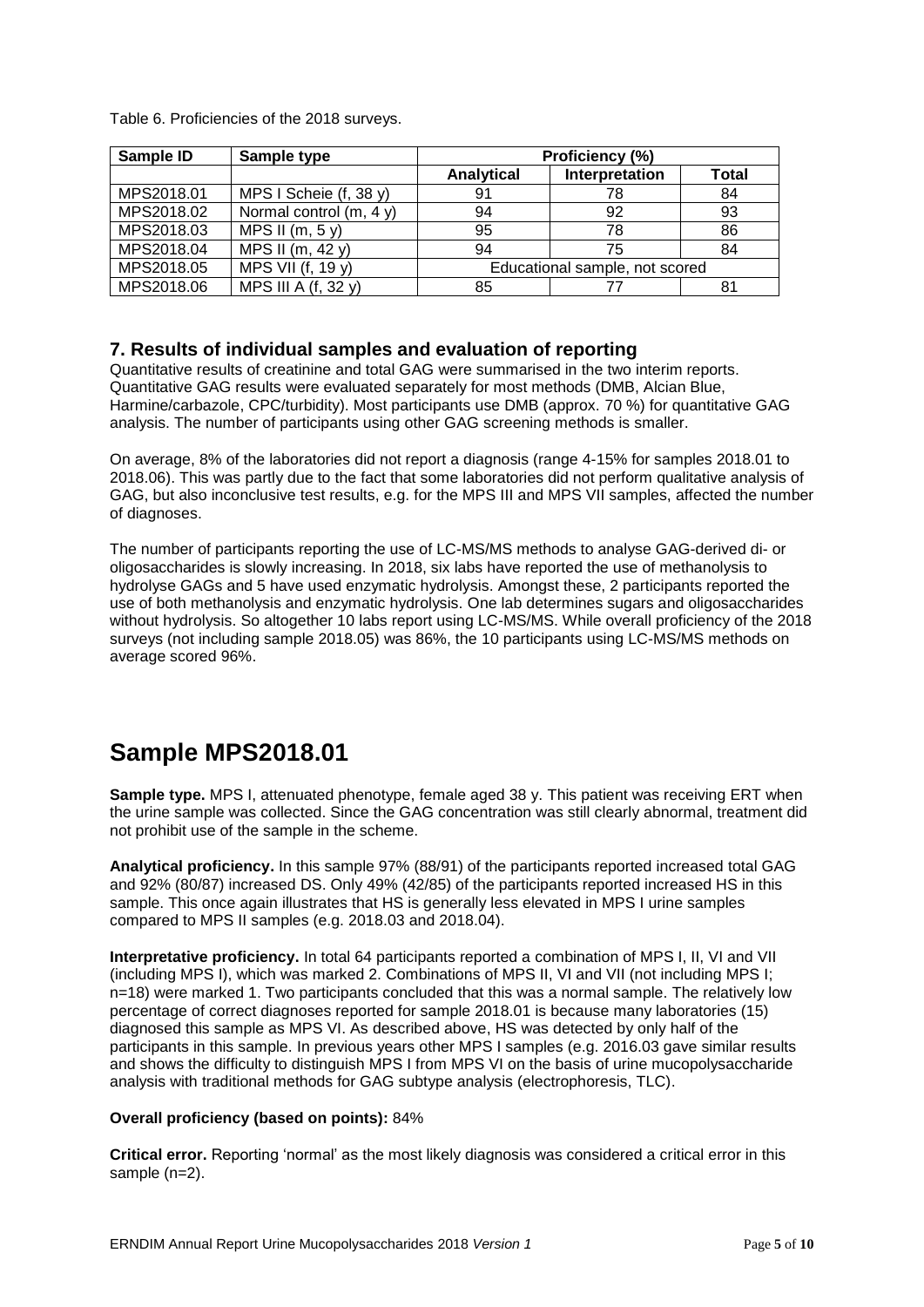Table 6. Proficiencies of the 2018 surveys.

| Sample ID | Sample type | Proficiency (%) | | |
|---|---|---|---|---|
| | | Analytical | Interpretation | Total |
| MPS2018.01 | MPS I Scheie (f, 38 y) | 91 | 78 | 84 |
| MPS2018.02 | Normal control (m, 4 y) | 94 | 92 | 93 |
| MPS2018.03 | MPS II (m, 5 y) | 95 | 78 | 86 |
| MPS2018.04 | MPS II (m, 42 y) | 94 | 75 | 84 |
| MPS2018.05 | MPS VII (f, 19 y) | Educational sample, not scored | | |
| MPS2018.06 | MPS III A (f, 32 y) | 85 | 77 | 81 |

## 7. Results of individual samples and evaluation of reporting

Quantitative results of creatinine and total GAG were summarised in the two interim reports. Quantitative GAG results were evaluated separately for most methods (DMB, Alcian Blue, Harmine/carbazole, CPC/turbidity). Most participants use DMB (approx. 70 %) for quantitative GAG analysis. The number of participants using other GAG screening methods is smaller.

On average, 8% of the laboratories did not report a diagnosis (range 4-15% for samples 2018.01 to 2018.06). This was partly due to the fact that some laboratories did not perform qualitative analysis of GAG, but also inconclusive test results, e.g. for the MPS III and MPS VII samples, affected the number of diagnoses.

The number of participants reporting the use of LC-MS/MS methods to analyse GAG-derived di- or oligosaccharides is slowly increasing. In 2018, six labs have reported the use of methanolysis to hydrolyse GAGs and 5 have used enzymatic hydrolysis. Amongst these, 2 participants reported the use of both methanolysis and enzymatic hydrolysis. One lab determines sugars and oligosaccharides without hydrolysis. So altogether 10 labs report using LC-MS/MS. While overall proficiency of the 2018 surveys (not including sample 2018.05) was 86%, the 10 participants using LC-MS/MS methods on average scored 96%.

# Sample MPS2018.01

**Sample type.** MPS I, attenuated phenotype, female aged 38 y. This patient was receiving ERT when the urine sample was collected. Since the GAG concentration was still clearly abnormal, treatment did not prohibit use of the sample in the scheme.

**Analytical proficiency.** In this sample 97% (88/91) of the participants reported increased total GAG and 92% (80/87) increased DS. Only 49% (42/85) of the participants reported increased HS in this sample. This once again illustrates that HS is generally less elevated in MPS I urine samples compared to MPS II samples (e.g. 2018.03 and 2018.04).

**Interpretative proficiency.** In total 64 participants reported a combination of MPS I, II, VI and VII (including MPS I), which was marked 2. Combinations of MPS II, VI and VII (not including MPS I; n=18) were marked 1. Two participants concluded that this was a normal sample. The relatively low percentage of correct diagnoses reported for sample 2018.01 is because many laboratories (15) diagnosed this sample as MPS VI. As described above, HS was detected by only half of the participants in this sample. In previous years other MPS I samples (e.g. 2016.03 gave similar results and shows the difficulty to distinguish MPS I from MPS VI on the basis of urine mucopolysaccharide analysis with traditional methods for GAG subtype analysis (electrophoresis, TLC).

**Overall proficiency (based on points):** 84%

**Critical error.** Reporting 'normal' as the most likely diagnosis was considered a critical error in this sample (n=2).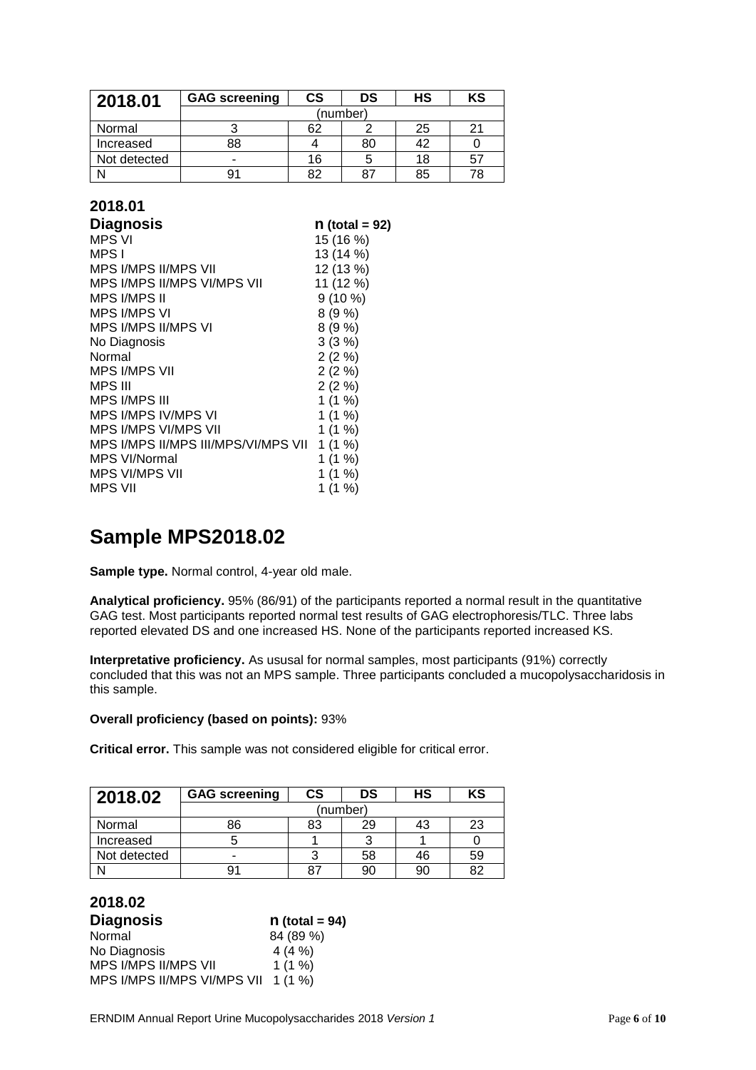| 2018.01 | GAG screening | CS | DS | HS | KS |
|---|---|---|---|---|---|
| | (number) | | | | |
| Normal | 3 | 62 | 2 | 25 | 21 |
| Increased | 88 | 4 | 80 | 42 | 0 |
| Not detected | - | 16 | 5 | 18 | 57 |
| N | 91 | 82 | 87 | 85 | 78 |

**2018.01**

| Diagnosis | n (total = 92) |
|---|---|
| MPS VI | 15 (16 %) |
| MPS I | 13 (14 %) |
| MPS I/MPS II/MPS VII | 12 (13 %) |
| MPS I/MPS II/MPS VI/MPS VII | 11 (12 %) |
| MPS I/MPS II | 9 (10 %) |
| MPS I/MPS VI | 8 (9 %) |
| MPS I/MPS II/MPS VI | 8 (9 %) |
| No Diagnosis | 3 (3 %) |
| Normal | 2 (2 %) |
| MPS I/MPS VII | 2 (2 %) |
| MPS III | 2 (2 %) |
| MPS I/MPS III | 1 (1 %) |
| MPS I/MPS IV/MPS VI | 1 (1 %) |
| MPS I/MPS VI/MPS VII | 1 (1 %) |
| MPS I/MPS II/MPS III/MPS/VI/MPS VII | 1 (1 %) |
| MPS VI/Normal | 1 (1 %) |
| MPS VI/MPS VII | 1 (1 %) |
| MPS VII | 1 (1 %) |

# Sample MPS2018.02

**Sample type.** Normal control, 4-year old male.

**Analytical proficiency.** 95% (86/91) of the participants reported a normal result in the quantitative GAG test. Most participants reported normal test results of GAG electrophoresis/TLC. Three labs reported elevated DS and one increased HS. None of the participants reported increased KS.

**Interpretative proficiency.** As ususal for normal samples, most participants (91%) correctly concluded that this was not an MPS sample. Three participants concluded a mucopolysaccharidosis in this sample.

**Overall proficiency (based on points):** 93%

**Critical error.** This sample was not considered eligible for critical error.

| 2018.02 | GAG screening | CS | DS | HS | KS |
|---|---|---|---|---|---|
| | (number) | | | | |
| Normal | 86 | 83 | 29 | 43 | 23 |
| Increased | 5 | 1 | 3 | 1 | 0 |
| Not detected | - | 3 | 58 | 46 | 59 |
| N | 91 | 87 | 90 | 90 | 82 |

**2018.02**

| Diagnosis | n (total = 94) |
|---|---|
| Normal | 84 (89 %) |
| No Diagnosis | 4 (4 %) |
| MPS I/MPS II/MPS VII | 1 (1 %) |
| MPS I/MPS II/MPS VI/MPS VII | 1 (1 %) |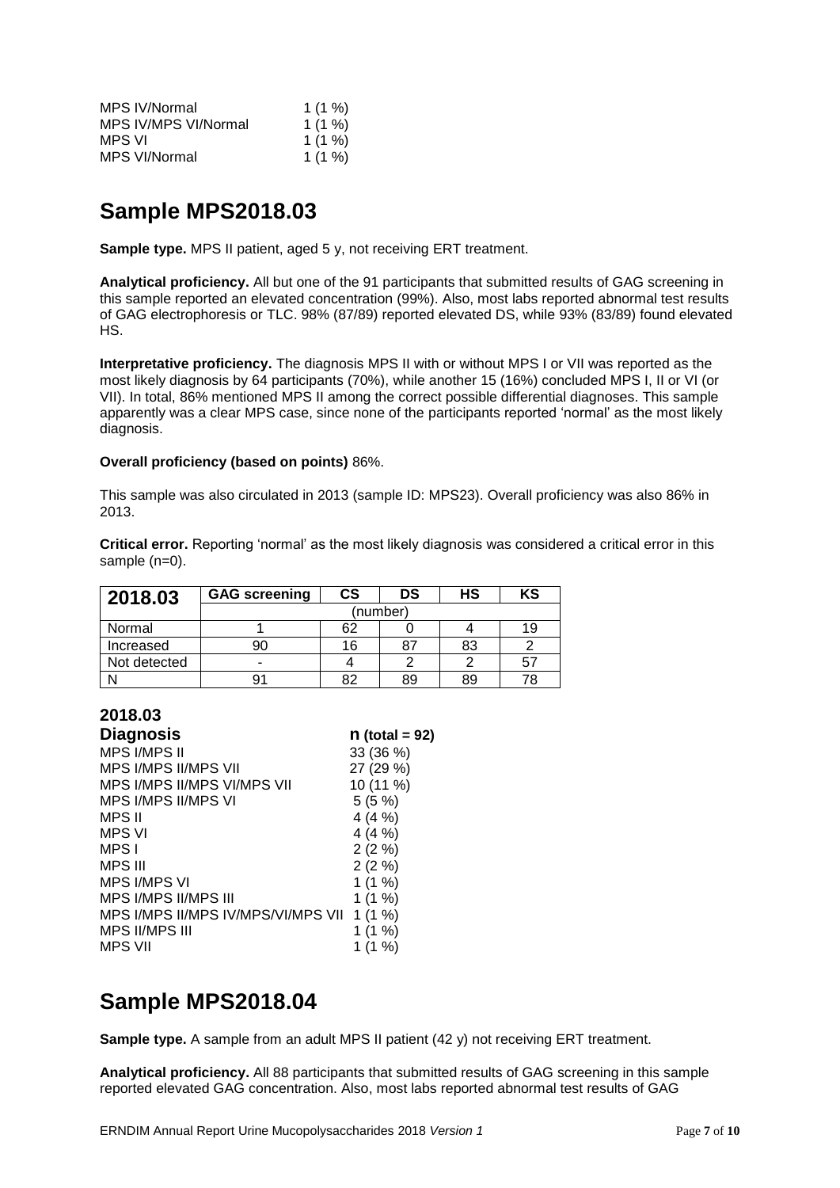| | |
|---|---|
| MPS IV/Normal | 1 (1 %) |
| MPS IV/MPS VI/Normal | 1 (1 %) |
| MPS VI | 1 (1 %) |
| MPS VI/Normal | 1 (1 %) |

## Sample MPS2018.03

**Sample type.** MPS II patient, aged 5 y, not receiving ERT treatment.

**Analytical proficiency.** All but one of the 91 participants that submitted results of GAG screening in this sample reported an elevated concentration (99%). Also, most labs reported abnormal test results of GAG electrophoresis or TLC. 98% (87/89) reported elevated DS, while 93% (83/89) found elevated HS.

**Interpretative proficiency.** The diagnosis MPS II with or without MPS I or VII was reported as the most likely diagnosis by 64 participants (70%), while another 15 (16%) concluded MPS I, II or VI (or VII). In total, 86% mentioned MPS II among the correct possible differential diagnoses. This sample apparently was a clear MPS case, since none of the participants reported 'normal' as the most likely diagnosis.

**Overall proficiency (based on points)** 86%.

This sample was also circulated in 2013 (sample ID: MPS23). Overall proficiency was also 86% in 2013.

**Critical error.** Reporting 'normal' as the most likely diagnosis was considered a critical error in this sample (n=0).

| 2018.03 | GAG screening | CS | DS | HS | KS |
|---|---|---|---|---|---|
| | (number) | | | | |
| Normal | 1 | 62 | 0 | 4 | 19 |
| Increased | 90 | 16 | 87 | 83 | 2 |
| Not detected | - | 4 | 2 | 2 | 57 |
| N | 91 | 82 | 89 | 89 | 78 |

**2018.03**

| Diagnosis | n (total = 92) |
|---|---|
| MPS I/MPS II | 33 (36 %) |
| MPS I/MPS II/MPS VII | 27 (29 %) |
| MPS I/MPS II/MPS VI/MPS VII | 10 (11 %) |
| MPS I/MPS II/MPS VI | 5 (5 %) |
| MPS II | 4 (4 %) |
| MPS VI | 4 (4 %) |
| MPS I | 2 (2 %) |
| MPS III | 2 (2 %) |
| MPS I/MPS VI | 1 (1 %) |
| MPS I/MPS II/MPS III | 1 (1 %) |
| MPS I/MPS II/MPS IV/MPS/VI/MPS VII | 1 (1 %) |
| MPS II/MPS III | 1 (1 %) |
| MPS VII | 1 (1 %) |

## Sample MPS2018.04

**Sample type.** A sample from an adult MPS II patient (42 y) not receiving ERT treatment.

**Analytical proficiency.** All 88 participants that submitted results of GAG screening in this sample reported elevated GAG concentration. Also, most labs reported abnormal test results of GAG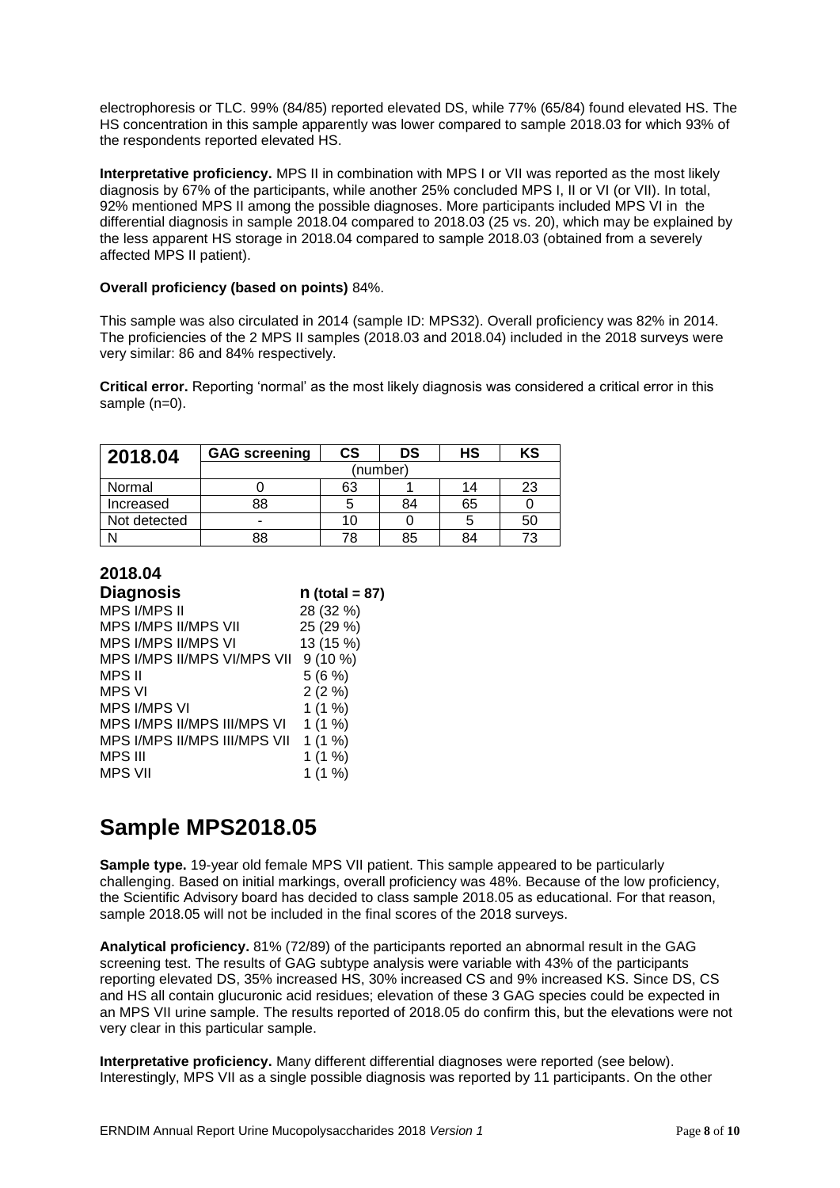electrophoresis or TLC. 99% (84/85) reported elevated DS, while 77% (65/84) found elevated HS. The HS concentration in this sample apparently was lower compared to sample 2018.03 for which 93% of the respondents reported elevated HS.

**Interpretative proficiency.** MPS II in combination with MPS I or VII was reported as the most likely diagnosis by 67% of the participants, while another 25% concluded MPS I, II or VI (or VII). In total, 92% mentioned MPS II among the possible diagnoses. More participants included MPS VI in the differential diagnosis in sample 2018.04 compared to 2018.03 (25 vs. 20), which may be explained by the less apparent HS storage in 2018.04 compared to sample 2018.03 (obtained from a severely affected MPS II patient).

**Overall proficiency (based on points)** 84%.

This sample was also circulated in 2014 (sample ID: MPS32). Overall proficiency was 82% in 2014. The proficiencies of the 2 MPS II samples (2018.03 and 2018.04) included in the 2018 surveys were very similar: 86 and 84% respectively.

**Critical error.** Reporting 'normal' as the most likely diagnosis was considered a critical error in this sample (n=0).

| **2018.04** | **GAG screening** | **CS** | **DS** | **HS** | **KS** |
|---|---|---|---|---|---|
| | (number) | | | | |
| Normal | 0 | 63 | 1 | 14 | 23 |
| Increased | 88 | 5 | 84 | 65 | 0 |
| Not detected | - | 10 | 0 | 5 | 50 |
| N | 88 | 78 | 85 | 84 | 73 |

**2018.04**

| **Diagnosis** | **n (total = 87)** |
|---|---|
| MPS I/MPS II | 28 (32 %) |
| MPS I/MPS II/MPS VII | 25 (29 %) |
| MPS I/MPS II/MPS VI | 13 (15 %) |
| MPS I/MPS II/MPS VI/MPS VII | 9 (10 %) |
| MPS II | 5 (6 %) |
| MPS VI | 2 (2 %) |
| MPS I/MPS VI | 1 (1 %) |
| MPS I/MPS II/MPS III/MPS VI | 1 (1 %) |
| MPS I/MPS II/MPS III/MPS VII | 1 (1 %) |
| MPS III | 1 (1 %) |
| MPS VII | 1 (1 %) |

# Sample MPS2018.05

**Sample type.** 19-year old female MPS VII patient. This sample appeared to be particularly challenging. Based on initial markings, overall proficiency was 48%. Because of the low proficiency, the Scientific Advisory board has decided to class sample 2018.05 as educational. For that reason, sample 2018.05 will not be included in the final scores of the 2018 surveys.

**Analytical proficiency.** 81% (72/89) of the participants reported an abnormal result in the GAG screening test. The results of GAG subtype analysis were variable with 43% of the participants reporting elevated DS, 35% increased HS, 30% increased CS and 9% increased KS. Since DS, CS and HS all contain glucuronic acid residues; elevation of these 3 GAG species could be expected in an MPS VII urine sample. The results reported of 2018.05 do confirm this, but the elevations were not very clear in this particular sample.

**Interpretative proficiency.** Many different differential diagnoses were reported (see below). Interestingly, MPS VII as a single possible diagnosis was reported by 11 participants. On the other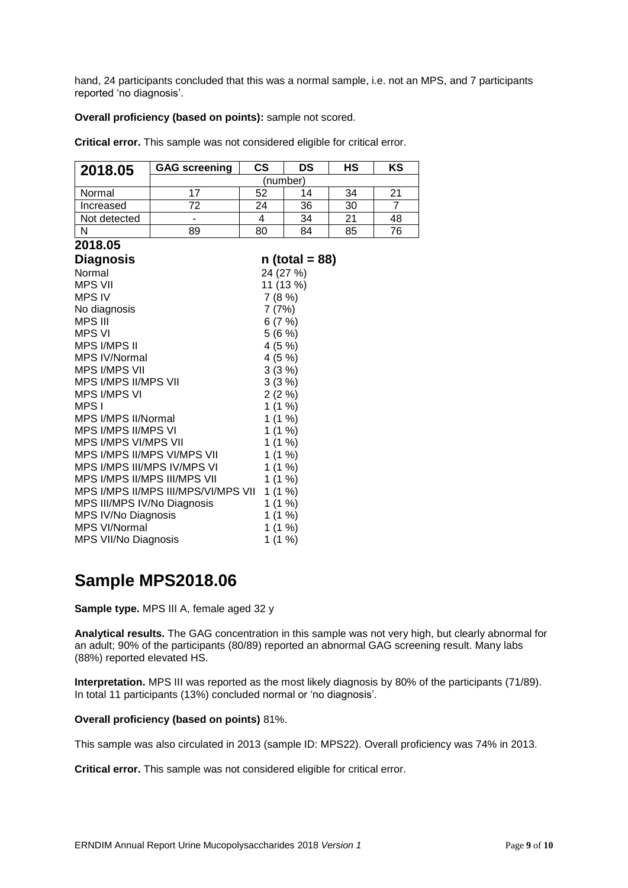hand, 24 participants concluded that this was a normal sample, i.e. not an MPS, and 7 participants reported 'no diagnosis'.

**Overall proficiency (based on points):** sample not scored.

**Critical error.** This sample was not considered eligible for critical error.

| 2018.05 | GAG screening | CS | DS | HS | KS |
|---|---|---|---|---|---|
| | (number) | | | | |
| Normal | 17 | 52 | 14 | 34 | 21 |
| Increased | 72 | 24 | 36 | 30 | 7 |
| Not detected | - | 4 | 34 | 21 | 48 |
| N | 89 | 80 | 84 | 85 | 76 |

**2018.05**

| **Diagnosis** | **n (total = 88)** |
|---|---|
| Normal | 24 (27 %) |
| MPS VII | 11 (13 %) |
| MPS IV | 7 (8 %) |
| No diagnosis | 7 (7%) |
| MPS III | 6 (7 %) |
| MPS VI | 5 (6 %) |
| MPS I/MPS II | 4 (5 %) |
| MPS IV/Normal | 4 (5 %) |
| MPS I/MPS VII | 3 (3 %) |
| MPS I/MPS II/MPS VII | 3 (3 %) |
| MPS I/MPS VI | 2 (2 %) |
| MPS I | 1 (1 %) |
| MPS I/MPS II/Normal | 1 (1 %) |
| MPS I/MPS II/MPS VI | 1 (1 %) |
| MPS I/MPS VI/MPS VII | 1 (1 %) |
| MPS I/MPS II/MPS VI/MPS VII | 1 (1 %) |
| MPS I/MPS III/MPS IV/MPS VI | 1 (1 %) |
| MPS I/MPS II/MPS III/MPS VII | 1 (1 %) |
| MPS I/MPS II/MPS III/MPS/VI/MPS VII | 1 (1 %) |
| MPS III/MPS IV/No Diagnosis | 1 (1 %) |
| MPS IV/No Diagnosis | 1 (1 %) |
| MPS VI/Normal | 1 (1 %) |
| MPS VII/No Diagnosis | 1 (1 %) |

# Sample MPS2018.06

**Sample type.** MPS III A, female aged 32 y

**Analytical results.** The GAG concentration in this sample was not very high, but clearly abnormal for an adult; 90% of the participants (80/89) reported an abnormal GAG screening result. Many labs (88%) reported elevated HS.

**Interpretation.** MPS III was reported as the most likely diagnosis by 80% of the participants (71/89). In total 11 participants (13%) concluded normal or 'no diagnosis'.

**Overall proficiency (based on points)** 81%.

This sample was also circulated in 2013 (sample ID: MPS22). Overall proficiency was 74% in 2013.

**Critical error.** This sample was not considered eligible for critical error.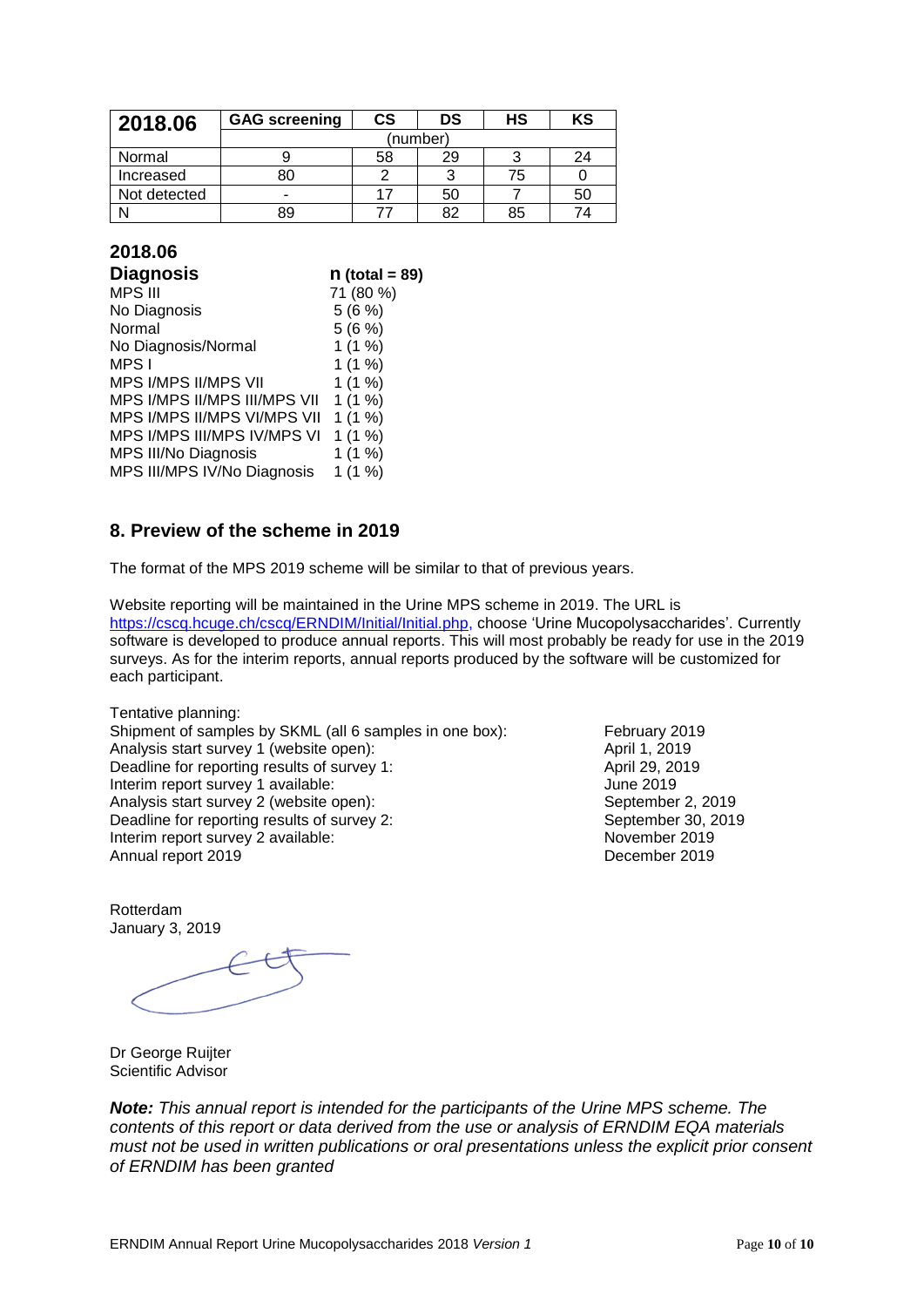| 2018.06 | GAG screening | CS | DS | HS | KS |
|---|---|---|---|---|---|
| | (number) | | | | |
| Normal | 9 | 58 | 29 | 3 | 24 |
| Increased | 80 | 2 | 3 | 75 | 0 |
| Not detected | - | 17 | 50 | 7 | 50 |
| N | 89 | 77 | 82 | 85 | 74 |

### 2018.06

| Diagnosis | n (total = 89) |
|---|---|
| MPS III | 71 (80 %) |
| No Diagnosis | 5 (6 %) |
| Normal | 5 (6 %) |
| No Diagnosis/Normal | 1 (1 %) |
| MPS I | 1 (1 %) |
| MPS I/MPS II/MPS VII | 1 (1 %) |
| MPS I/MPS II/MPS III/MPS VII | 1 (1 %) |
| MPS I/MPS II/MPS VI/MPS VII | 1 (1 %) |
| MPS I/MPS III/MPS IV/MPS VI | 1 (1 %) |
| MPS III/No Diagnosis | 1 (1 %) |
| MPS III/MPS IV/No Diagnosis | 1 (1 %) |

## 8. Preview of the scheme in 2019

The format of the MPS 2019 scheme will be similar to that of previous years.

Website reporting will be maintained in the Urine MPS scheme in 2019. The URL is https://cscq.hcuge.ch/cscq/ERNDIM/Initial/Initial.php, choose 'Urine Mucopolysaccharides'. Currently software is developed to produce annual reports. This will most probably be ready for use in the 2019 surveys. As for the interim reports, annual reports produced by the software will be customized for each participant.

Tentative planning:

| | |
|---|---|
| Shipment of samples by SKML (all 6 samples in one box): | February 2019 |
| Analysis start survey 1 (website open): | April 1, 2019 |
| Deadline for reporting results of survey 1: | April 29, 2019 |
| Interim report survey 1 available: | June 2019 |
| Analysis start survey 2 (website open): | September 2, 2019 |
| Deadline for reporting results of survey 2: | September 30, 2019 |
| Interim report survey 2 available: | November 2019 |
| Annual report 2019 | December 2019 |

Rotterdam
January 3, 2019

Dr George Ruijter
Scientific Advisor

***Note:** This annual report is intended for the participants of the Urine MPS scheme. The contents of this report or data derived from the use or analysis of ERNDIM EQA materials must not be used in written publications or oral presentations unless the explicit prior consent of ERNDIM has been granted*